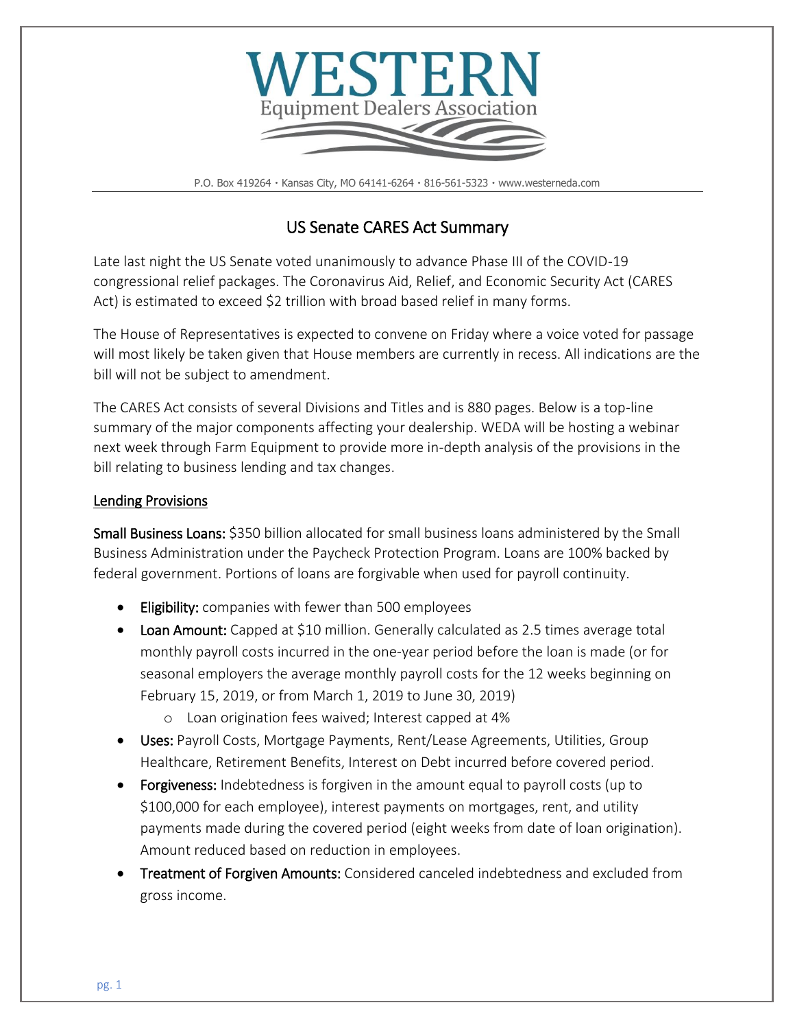# WESTERN

Equipment Dealers Association

P.O. Box 419264 · Kansas City, MO 64141-6264 · 816-561-5323 · www.westerneda.com

## US Senate CARES Act Summary

Late last night the US Senate voted unanimously to advance Phase III of the COVID-19 congressional relief packages. The Coronavirus Aid, Relief, and Economic Security Act (CARES Act) is estimated to exceed $2 trillion with broad based relief in many forms.

The House of Representatives is expected to convene on Friday where a voice voted for passage will most likely be taken given that House members are currently in recess. All indications are the bill will not be subject to amendment.

The CARES Act consists of several Divisions and Titles and is 880 pages. Below is a top-line summary of the major components affecting your dealership. WEDA will be hosting a webinar next week through Farm Equipment to provide more in-depth analysis of the provisions in the bill relating to business lending and tax changes.

### Lending Provisions

**Small Business Loans:** $350 billion allocated for small business loans administered by the Small Business Administration under the Paycheck Protection Program. Loans are 100% backed by federal government. Portions of loans are forgivable when used for payroll continuity.

- **Eligibility:** companies with fewer than 500 employees
- **Loan Amount:** Capped at $10 million. Generally calculated as 2.5 times average total monthly payroll costs incurred in the one-year period before the loan is made (or for seasonal employers the average monthly payroll costs for the 12 weeks beginning on February 15, 2019, or from March 1, 2019 to June 30, 2019)
    - Loan origination fees waived; Interest capped at 4%
- **Uses:** Payroll Costs, Mortgage Payments, Rent/Lease Agreements, Utilities, Group Healthcare, Retirement Benefits, Interest on Debt incurred before covered period.
- **Forgiveness:** Indebtedness is forgiven in the amount equal to payroll costs (up to $100,000 for each employee), interest payments on mortgages, rent, and utility payments made during the covered period (eight weeks from date of loan origination). Amount reduced based on reduction in employees.
- **Treatment of Forgiven Amounts:** Considered canceled indebtedness and excluded from gross income.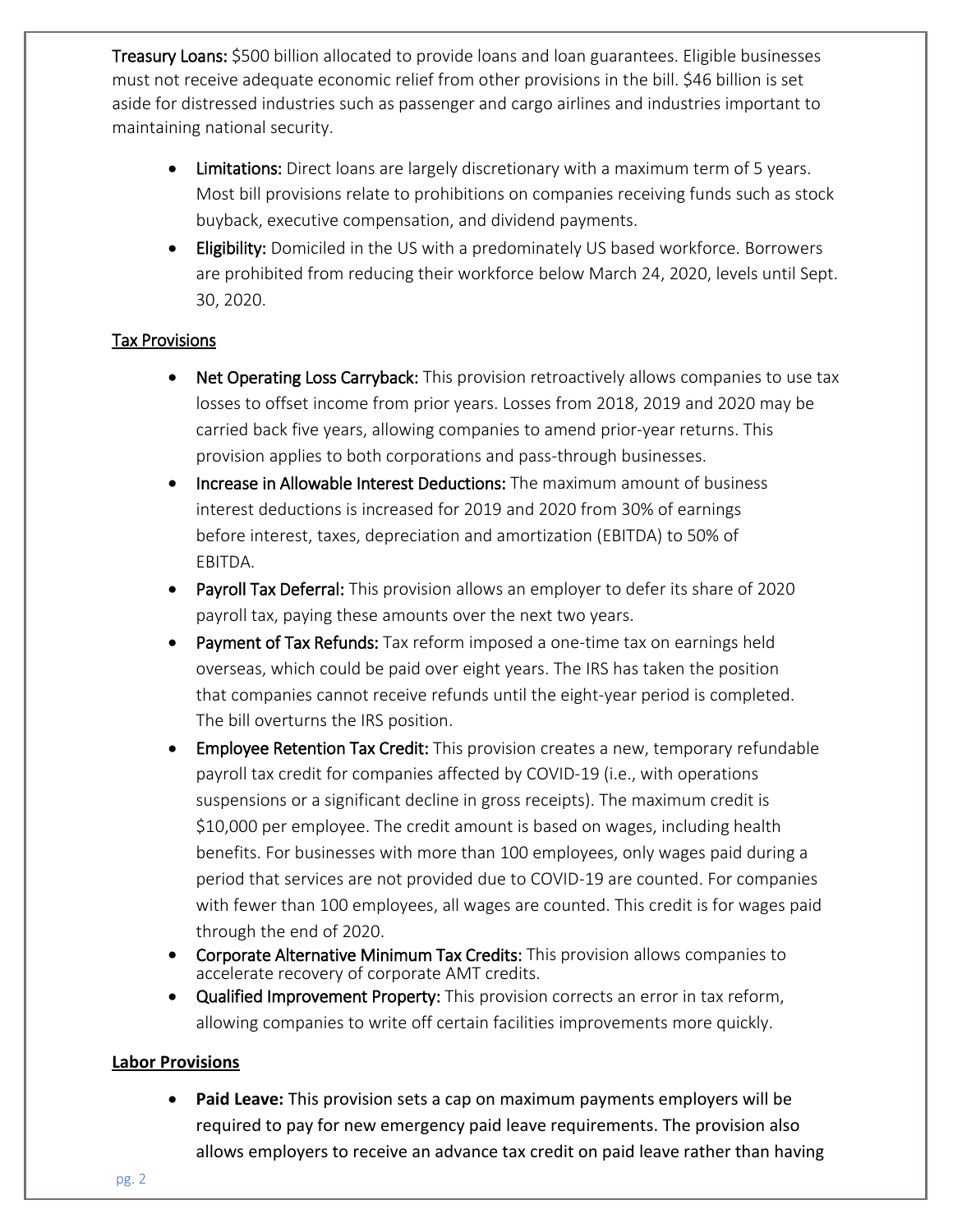**Treasury Loans:** $500 billion allocated to provide loans and loan guarantees. Eligible businesses must not receive adequate economic relief from other provisions in the bill. $46 billion is set aside for distressed industries such as passenger and cargo airlines and industries important to maintaining national security.

- **Limitations:** Direct loans are largely discretionary with a maximum term of 5 years. Most bill provisions relate to prohibitions on companies receiving funds such as stock buyback, executive compensation, and dividend payments.
- **Eligibility:** Domiciled in the US with a predominately US based workforce. Borrowers are prohibited from reducing their workforce below March 24, 2020, levels until Sept. 30, 2020.

## Tax Provisions

- **Net Operating Loss Carryback:** This provision retroactively allows companies to use tax losses to offset income from prior years. Losses from 2018, 2019 and 2020 may be carried back five years, allowing companies to amend prior-year returns. This provision applies to both corporations and pass-through businesses.
- **Increase in Allowable Interest Deductions:** The maximum amount of business interest deductions is increased for 2019 and 2020 from 30% of earnings before interest, taxes, depreciation and amortization (EBITDA) to 50% of EBITDA.
- **Payroll Tax Deferral:** This provision allows an employer to defer its share of 2020 payroll tax, paying these amounts over the next two years.
- **Payment of Tax Refunds:** Tax reform imposed a one-time tax on earnings held overseas, which could be paid over eight years. The IRS has taken the position that companies cannot receive refunds until the eight-year period is completed. The bill overturns the IRS position.
- **Employee Retention Tax Credit:** This provision creates a new, temporary refundable payroll tax credit for companies affected by COVID-19 (i.e., with operations suspensions or a significant decline in gross receipts). The maximum credit is $10,000 per employee. The credit amount is based on wages, including health benefits. For businesses with more than 100 employees, only wages paid during a period that services are not provided due to COVID-19 are counted. For companies with fewer than 100 employees, all wages are counted. This credit is for wages paid through the end of 2020.
- **Corporate Alternative Minimum Tax Credits:** This provision allows companies to accelerate recovery of corporate AMT credits.
- **Qualified Improvement Property:** This provision corrects an error in tax reform, allowing companies to write off certain facilities improvements more quickly.

## Labor Provisions

- **Paid Leave:** This provision sets a cap on maximum payments employers will be required to pay for new emergency paid leave requirements. The provision also allows employers to receive an advance tax credit on paid leave rather than having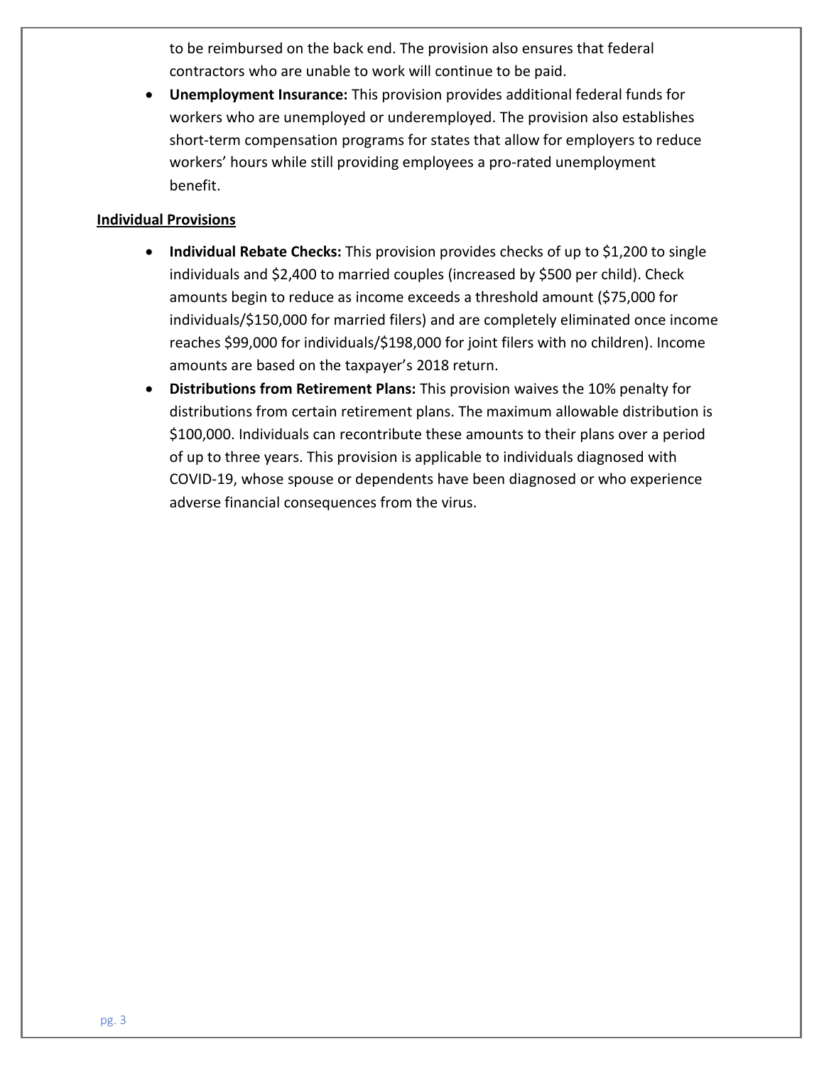to be reimbursed on the back end. The provision also ensures that federal contractors who are unable to work will continue to be paid.

- **Unemployment Insurance:** This provision provides additional federal funds for workers who are unemployed or underemployed. The provision also establishes short-term compensation programs for states that allow for employers to reduce workers' hours while still providing employees a pro-rated unemployment benefit.

## Individual Provisions

- **Individual Rebate Checks:** This provision provides checks of up to $1,200 to single individuals and $2,400 to married couples (increased by $500 per child). Check amounts begin to reduce as income exceeds a threshold amount ($75,000 for individuals/$150,000 for married filers) and are completely eliminated once income reaches $99,000 for individuals/$198,000 for joint filers with no children). Income amounts are based on the taxpayer's 2018 return.
- **Distributions from Retirement Plans:** This provision waives the 10% penalty for distributions from certain retirement plans. The maximum allowable distribution is $100,000. Individuals can recontribute these amounts to their plans over a period of up to three years. This provision is applicable to individuals diagnosed with COVID-19, whose spouse or dependents have been diagnosed or who experience adverse financial consequences from the virus.